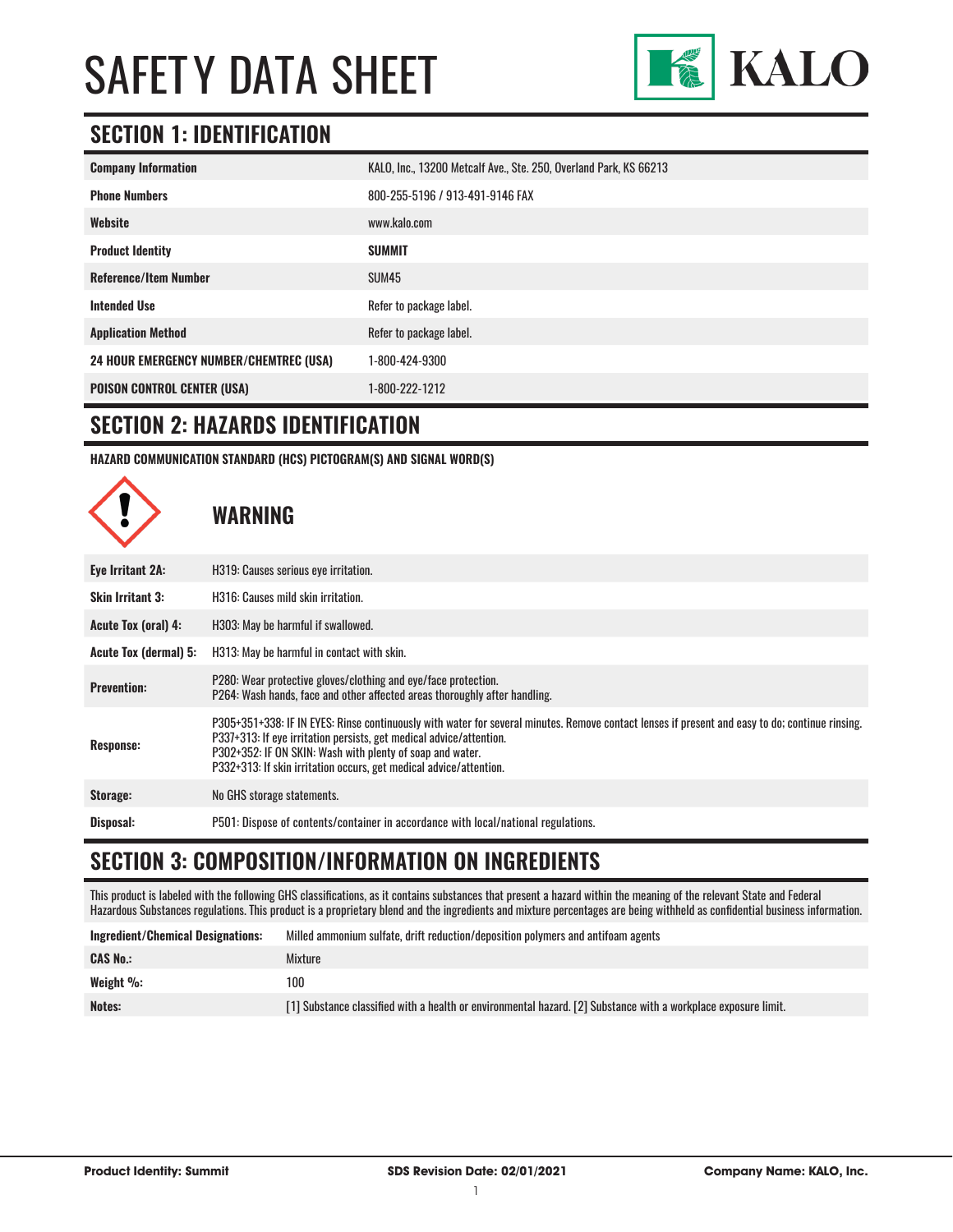# SAFETY DATA SHEET

KALO

## SECTION 1: IDENTIFICATION

| | |
|---|---|
| **Company Information** | KALO, Inc., 13200 Metcalf Ave., Ste. 250, Overland Park, KS 66213 |
| **Phone Numbers** | 800-255-5196 / 913-491-9146 FAX |
| **Website** | www.kalo.com |
| **Product Identity** | **SUMMIT** |
| **Reference/Item Number** | SUM45 |
| **Intended Use** | Refer to package label. |
| **Application Method** | Refer to package label. |
| **24 HOUR EMERGENCY NUMBER/CHEMTREC (USA)** | 1-800-424-9300 |
| **POISON CONTROL CENTER (USA)** | 1-800-222-1212 |

## SECTION 2: HAZARDS IDENTIFICATION

**HAZARD COMMUNICATION STANDARD (HCS) PICTOGRAM(S) AND SIGNAL WORD(S)**

### WARNING

| | |
|---|---|
| **Eye Irritant 2A:** | H319: Causes serious eye irritation. |
| **Skin Irritant 3:** | H316: Causes mild skin irritation. |
| **Acute Tox (oral) 4:** | H303: May be harmful if swallowed. |
| **Acute Tox (dermal) 5:** | H313: May be harmful in contact with skin. |
| **Prevention:** | P280: Wear protective gloves/clothing and eye/face protection.<br>P264: Wash hands, face and other affected areas thoroughly after handling. |
| **Response:** | P305+351+338: IF IN EYES: Rinse continuously with water for several minutes. Remove contact lenses if present and easy to do; continue rinsing.<br>P337+313: If eye irritation persists, get medical advice/attention.<br>P302+352: IF ON SKIN: Wash with plenty of soap and water.<br>P332+313: If skin irritation occurs, get medical advice/attention. |
| **Storage:** | No GHS storage statements. |
| **Disposal:** | P501: Dispose of contents/container in accordance with local/national regulations. |

## SECTION 3: COMPOSITION/INFORMATION ON INGREDIENTS

This product is labeled with the following GHS classifications, as it contains substances that present a hazard within the meaning of the relevant State and Federal Hazardous Substances regulations. This product is a proprietary blend and the ingredients and mixture percentages are being withheld as confidential business information.

| | |
|---|---|
| **Ingredient/Chemical Designations:** | Milled ammonium sulfate, drift reduction/deposition polymers and antifoam agents |
| **CAS No.:** | Mixture |
| **Weight %:** | 100 |
| **Notes:** | [1] Substance classified with a health or environmental hazard. [2] Substance with a workplace exposure limit. |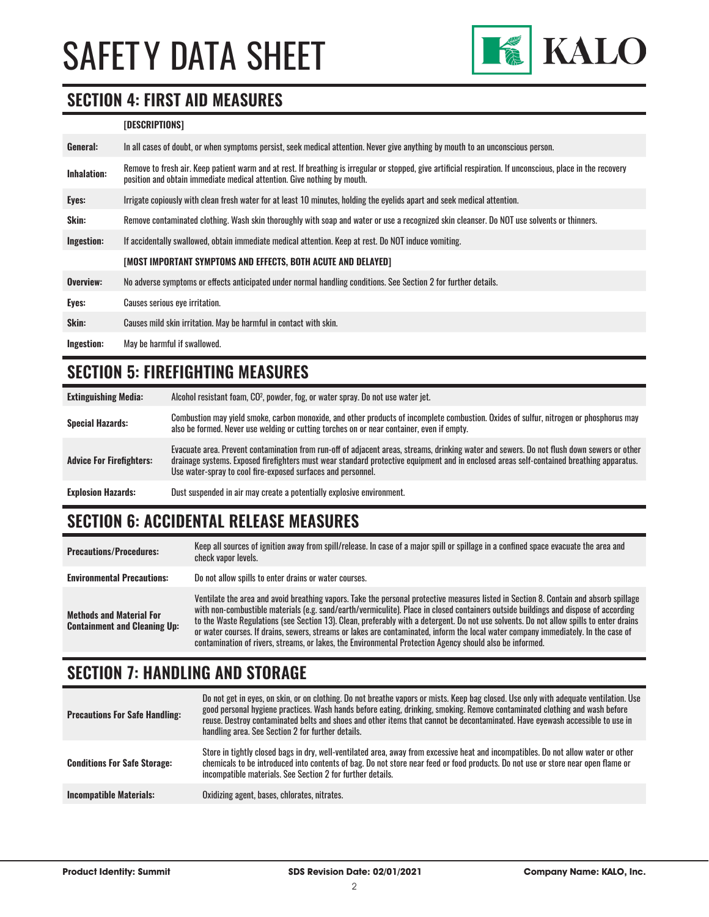# SAFETY DATA SHEET

## SECTION 4: FIRST AID MEASURES

| | [DESCRIPTIONS] |
|---|---|
| **General:** | In all cases of doubt, or when symptoms persist, seek medical attention. Never give anything by mouth to an unconscious person. |
| **Inhalation:** | Remove to fresh air. Keep patient warm and at rest. If breathing is irregular or stopped, give artificial respiration. If unconscious, place in the recovery position and obtain immediate medical attention. Give nothing by mouth. |
| **Eyes:** | Irrigate copiously with clean fresh water for at least 10 minutes, holding the eyelids apart and seek medical attention. |
| **Skin:** | Remove contaminated clothing. Wash skin thoroughly with soap and water or use a recognized skin cleanser. Do NOT use solvents or thinners. |
| **Ingestion:** | If accidentally swallowed, obtain immediate medical attention. Keep at rest. Do NOT induce vomiting. |
| | **[MOST IMPORTANT SYMPTOMS AND EFFECTS, BOTH ACUTE AND DELAYED]** |
| **Overview:** | No adverse symptoms or effects anticipated under normal handling conditions. See Section 2 for further details. |
| **Eyes:** | Causes serious eye irritation. |
| **Skin:** | Causes mild skin irritation. May be harmful in contact with skin. |
| **Ingestion:** | May be harmful if swallowed. |

## SECTION 5: FIREFIGHTING MEASURES

| | |
|---|---|
| **Extinguishing Media:** | Alcohol resistant foam, $CO^2$, powder, fog, or water spray. Do not use water jet. |
| **Special Hazards:** | Combustion may yield smoke, carbon monoxide, and other products of incomplete combustion. Oxides of sulfur, nitrogen or phosphorus may also be formed. Never use welding or cutting torches on or near container, even if empty. |
| **Advice For Firefighters:** | Evacuate area. Prevent contamination from run-off of adjacent areas, streams, drinking water and sewers. Do not flush down sewers or other drainage systems. Exposed firefighters must wear standard protective equipment and in enclosed areas self-contained breathing apparatus. Use water-spray to cool fire-exposed surfaces and personnel. |
| **Explosion Hazards:** | Dust suspended in air may create a potentially explosive environment. |

## SECTION 6: ACCIDENTAL RELEASE MEASURES

| | |
|---|---|
| **Precautions/Procedures:** | Keep all sources of ignition away from spill/release. In case of a major spill or spillage in a confined space evacuate the area and check vapor levels. |
| **Environmental Precautions:** | Do not allow spills to enter drains or water courses. |
| **Methods and Material For Containment and Cleaning Up:** | Ventilate the area and avoid breathing vapors. Take the personal protective measures listed in Section 8. Contain and absorb spillage with non-combustible materials (e.g. sand/earth/vermiculite). Place in closed containers outside buildings and dispose of according to the Waste Regulations (see Section 13). Clean, preferably with a detergent. Do not use solvents. Do not allow spills to enter drains or water courses. If drains, sewers, streams or lakes are contaminated, inform the local water company immediately. In the case of contamination of rivers, streams, or lakes, the Environmental Protection Agency should also be informed. |

## SECTION 7: HANDLING AND STORAGE

| | |
|---|---|
| **Precautions For Safe Handling:** | Do not get in eyes, on skin, or on clothing. Do not breathe vapors or mists. Keep bag closed. Use only with adequate ventilation. Use good personal hygiene practices. Wash hands before eating, drinking, smoking. Remove contaminated clothing and wash before reuse. Destroy contaminated belts and shoes and other items that cannot be decontaminated. Have eyewash accessible to use in handling area. See Section 2 for further details. |
| **Conditions For Safe Storage:** | Store in tightly closed bags in dry, well-ventilated area, away from excessive heat and incompatibles. Do not allow water or other chemicals to be introduced into contents of bag. Do not store near feed or food products. Do not use or store near open flame or incompatible materials. See Section 2 for further details. |
| **Incompatible Materials:** | Oxidizing agent, bases, chlorates, nitrates. |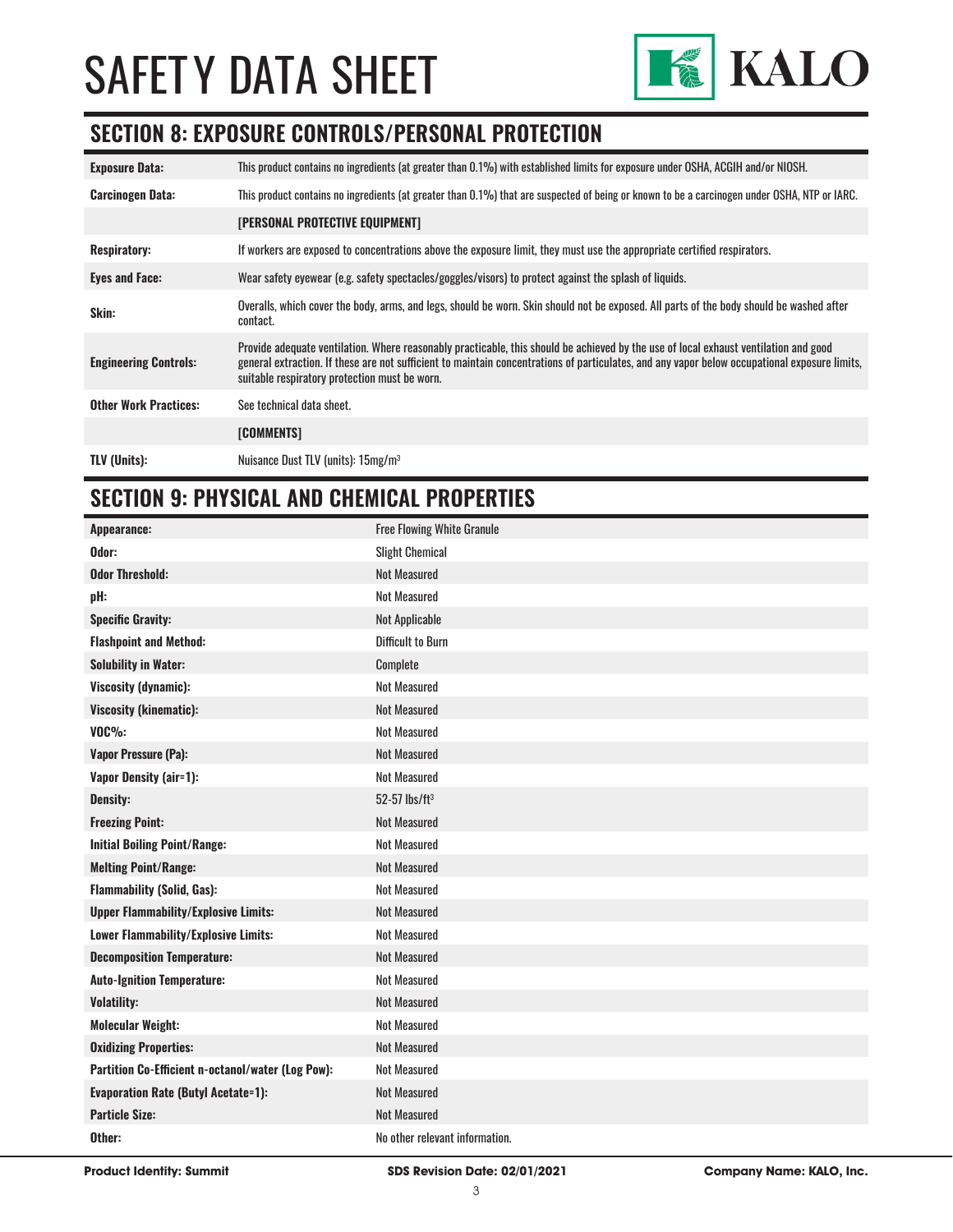# SAFETY DATA SHEET

## SECTION 8: EXPOSURE CONTROLS/PERSONAL PROTECTION

| | |
|---|---|
| **Exposure Data:** | This product contains no ingredients (at greater than 0.1%) with established limits for exposure under OSHA, ACGIH and/or NIOSH. |
| **Carcinogen Data:** | This product contains no ingredients (at greater than 0.1%) that are suspected of being or known to be a carcinogen under OSHA, NTP or IARC. |
| | **[PERSONAL PROTECTIVE EQUIPMENT]** |
| **Respiratory:** | If workers are exposed to concentrations above the exposure limit, they must use the appropriate certified respirators. |
| **Eyes and Face:** | Wear safety eyewear (e.g. safety spectacles/goggles/visors) to protect against the splash of liquids. |
| **Skin:** | Overalls, which cover the body, arms, and legs, should be worn. Skin should not be exposed. All parts of the body should be washed after contact. |
| **Engineering Controls:** | Provide adequate ventilation. Where reasonably practicable, this should be achieved by the use of local exhaust ventilation and good general extraction. If these are not sufficient to maintain concentrations of particulates, and any vapor below occupational exposure limits, suitable respiratory protection must be worn. |
| **Other Work Practices:** | See technical data sheet. |
| | **[COMMENTS]** |
| **TLV (Units):** | Nuisance Dust TLV (units): 15mg/m$^3$ |

## SECTION 9: PHYSICAL AND CHEMICAL PROPERTIES

| | |
|---|---|
| **Appearance:** | Free Flowing White Granule |
| **Odor:** | Slight Chemical |
| **Odor Threshold:** | Not Measured |
| **pH:** | Not Measured |
| **Specific Gravity:** | Not Applicable |
| **Flashpoint and Method:** | Difficult to Burn |
| **Solubility in Water:** | Complete |
| **Viscosity (dynamic):** | Not Measured |
| **Viscosity (kinematic):** | Not Measured |
| **VOC%:** | Not Measured |
| **Vapor Pressure (Pa):** | Not Measured |
| **Vapor Density (air=1):** | Not Measured |
| **Density:** | 52-57 lbs/ft$^3$ |
| **Freezing Point:** | Not Measured |
| **Initial Boiling Point/Range:** | Not Measured |
| **Melting Point/Range:** | Not Measured |
| **Flammability (Solid, Gas):** | Not Measured |
| **Upper Flammability/Explosive Limits:** | Not Measured |
| **Lower Flammability/Explosive Limits:** | Not Measured |
| **Decomposition Temperature:** | Not Measured |
| **Auto-Ignition Temperature:** | Not Measured |
| **Volatility:** | Not Measured |
| **Molecular Weight:** | Not Measured |
| **Oxidizing Properties:** | Not Measured |
| **Partition Co-Efficient n-octanol/water (Log Pow):** | Not Measured |
| **Evaporation Rate (Butyl Acetate=1):** | Not Measured |
| **Particle Size:** | Not Measured |
| **Other:** | No other relevant information. |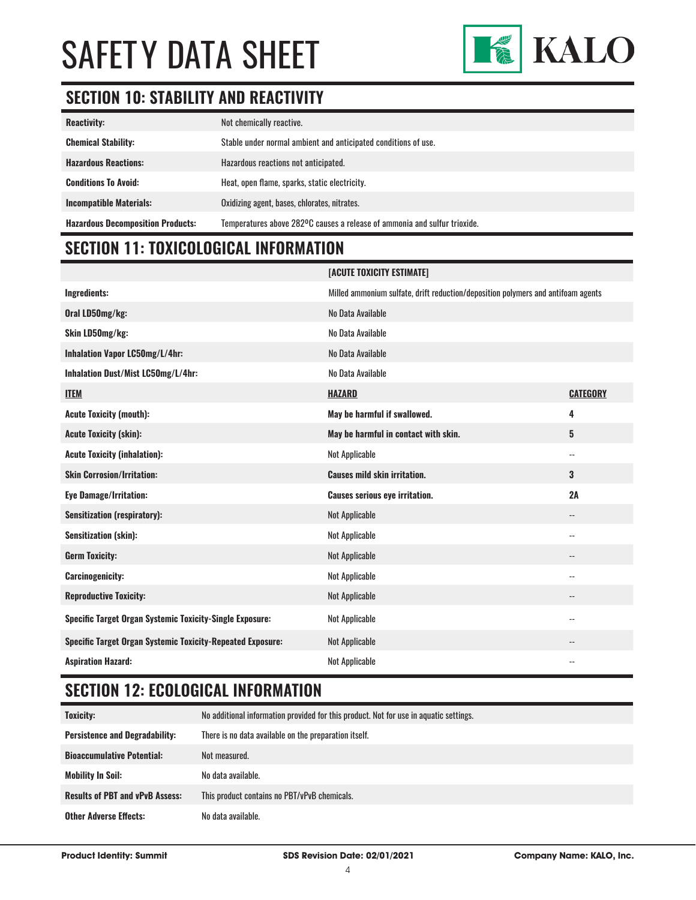# SAFETY DATA SHEET

## SECTION 10: STABILITY AND REACTIVITY

| | |
|---|---|
| **Reactivity:** | Not chemically reactive. |
| **Chemical Stability:** | Stable under normal ambient and anticipated conditions of use. |
| **Hazardous Reactions:** | Hazardous reactions not anticipated. |
| **Conditions To Avoid:** | Heat, open flame, sparks, static electricity. |
| **Incompatible Materials:** | Oxidizing agent, bases, chlorates, nitrates. |
| **Hazardous Decomposition Products:** | Temperatures above 282ºC causes a release of ammonia and sulfur trioxide. |

## SECTION 11: TOXICOLOGICAL INFORMATION

| | **[ACUTE TOXICITY ESTIMATE]** | |
|---|---|---|
| **Ingredients:** | Milled ammonium sulfate, drift reduction/deposition polymers and antifoam agents | |
| **Oral LD50mg/kg:** | No Data Available | |
| **Skin LD50mg/kg:** | No Data Available | |
| **Inhalation Vapor LC50mg/L/4hr:** | No Data Available | |
| **Inhalation Dust/Mist LC50mg/L/4hr:** | No Data Available | |
| **ITEM** | **HAZARD** | **CATEGORY** |
| **Acute Toxicity (mouth):** | **May be harmful if swallowed.** | **4** |
| **Acute Toxicity (skin):** | **May be harmful in contact with skin.** | **5** |
| **Acute Toxicity (inhalation):** | Not Applicable | -- |
| **Skin Corrosion/Irritation:** | **Causes mild skin irritation.** | **3** |
| **Eye Damage/Irritation:** | **Causes serious eye irritation.** | **2A** |
| **Sensitization (respiratory):** | Not Applicable | -- |
| **Sensitization (skin):** | Not Applicable | -- |
| **Germ Toxicity:** | Not Applicable | -- |
| **Carcinogenicity:** | Not Applicable | -- |
| **Reproductive Toxicity:** | Not Applicable | -- |
| **Specific Target Organ Systemic Toxicity-Single Exposure:** | Not Applicable | -- |
| **Specific Target Organ Systemic Toxicity-Repeated Exposure:** | Not Applicable | -- |
| **Aspiration Hazard:** | Not Applicable | -- |

## SECTION 12: ECOLOGICAL INFORMATION

| | |
|---|---|
| **Toxicity:** | No additional information provided for this product. Not for use in aquatic settings. |
| **Persistence and Degradability:** | There is no data available on the preparation itself. |
| **Bioaccumulative Potential:** | Not measured. |
| **Mobility In Soil:** | No data available. |
| **Results of PBT and vPvB Assess:** | This product contains no PBT/vPvB chemicals. |
| **Other Adverse Effects:** | No data available. |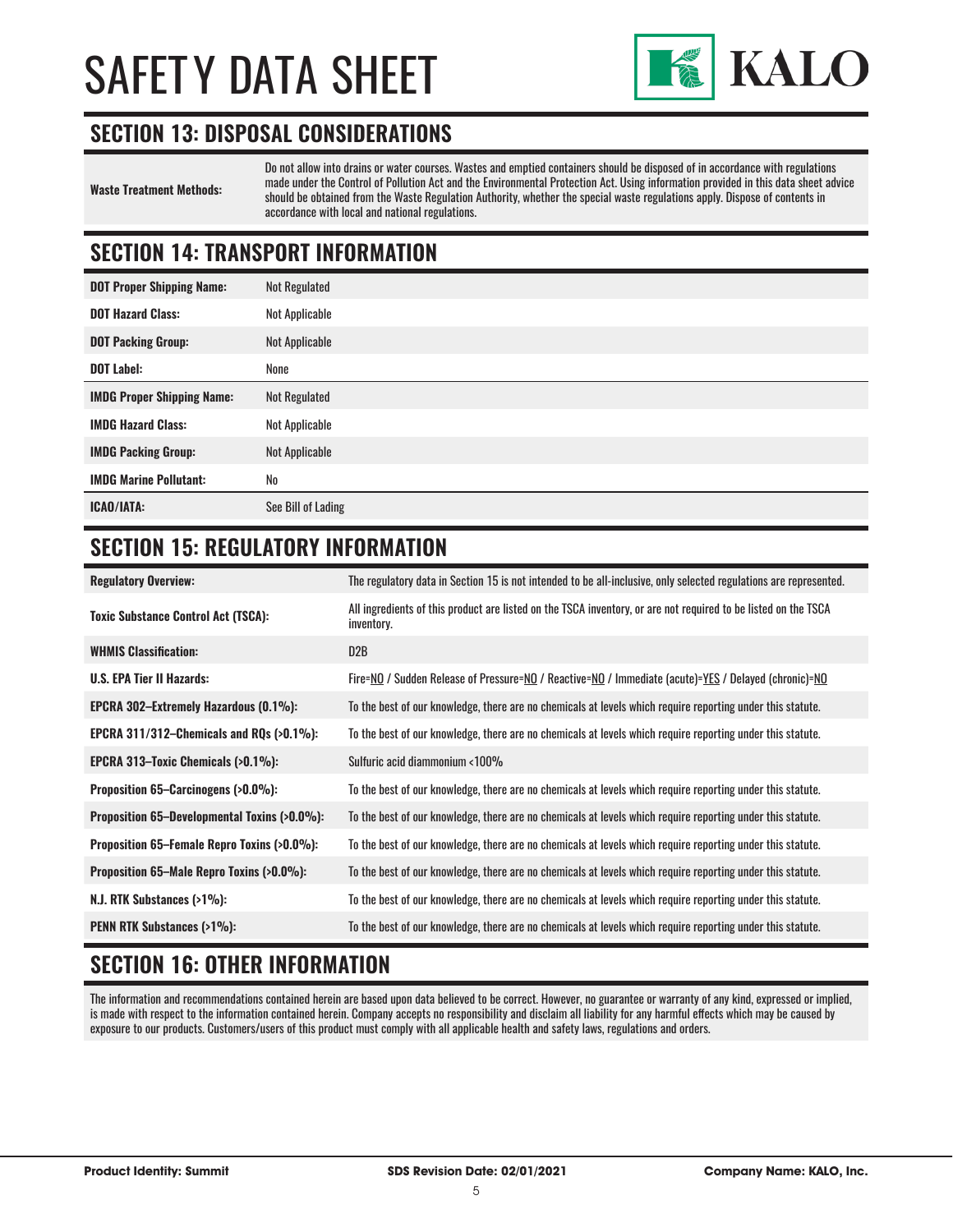# SAFETY DATA SHEET

## SECTION 13: DISPOSAL CONSIDERATIONS

| | |
|---|---|
| **Waste Treatment Methods:** | Do not allow into drains or water courses. Wastes and emptied containers should be disposed of in accordance with regulations made under the Control of Pollution Act and the Environmental Protection Act. Using information provided in this data sheet advice should be obtained from the Waste Regulation Authority, whether the special waste regulations apply. Dispose of contents in accordance with local and national regulations. |

## SECTION 14: TRANSPORT INFORMATION

| | |
|---|---|
| **DOT Proper Shipping Name:** | Not Regulated |
| **DOT Hazard Class:** | Not Applicable |
| **DOT Packing Group:** | Not Applicable |
| **DOT Label:** | None |
| **IMDG Proper Shipping Name:** | Not Regulated |
| **IMDG Hazard Class:** | Not Applicable |
| **IMDG Packing Group:** | Not Applicable |
| **IMDG Marine Pollutant:** | No |
| **ICAO/IATA:** | See Bill of Lading |

## SECTION 15: REGULATORY INFORMATION

| | |
|---|---|
| **Regulatory Overview:** | The regulatory data in Section 15 is not intended to be all-inclusive, only selected regulations are represented. |
| **Toxic Substance Control Act (TSCA):** | All ingredients of this product are listed on the TSCA inventory, or are not required to be listed on the TSCA inventory. |
| **WHMIS Classification:** | D2B |
| **U.S. EPA Tier II Hazards:** | Fire=NO / Sudden Release of Pressure=NO / Reactive=NO / Immediate (acute)=YES / Delayed (chronic)=NO |
| **EPCRA 302–Extremely Hazardous (0.1%):** | To the best of our knowledge, there are no chemicals at levels which require reporting under this statute. |
| **EPCRA 311/312–Chemicals and RQs (>0.1%):** | To the best of our knowledge, there are no chemicals at levels which require reporting under this statute. |
| **EPCRA 313–Toxic Chemicals (>0.1%):** | Sulfuric acid diammonium <100% |
| **Proposition 65–Carcinogens (>0.0%):** | To the best of our knowledge, there are no chemicals at levels which require reporting under this statute. |
| **Proposition 65–Developmental Toxins (>0.0%):** | To the best of our knowledge, there are no chemicals at levels which require reporting under this statute. |
| **Proposition 65–Female Repro Toxins (>0.0%):** | To the best of our knowledge, there are no chemicals at levels which require reporting under this statute. |
| **Proposition 65–Male Repro Toxins (>0.0%):** | To the best of our knowledge, there are no chemicals at levels which require reporting under this statute. |
| **N.J. RTK Substances (>1%):** | To the best of our knowledge, there are no chemicals at levels which require reporting under this statute. |
| **PENN RTK Substances (>1%):** | To the best of our knowledge, there are no chemicals at levels which require reporting under this statute. |

## SECTION 16: OTHER INFORMATION

The information and recommendations contained herein are based upon data believed to be correct. However, no guarantee or warranty of any kind, expressed or implied, is made with respect to the information contained herein. Company accepts no responsibility and disclaim all liability for any harmful effects which may be caused by exposure to our products. Customers/users of this product must comply with all applicable health and safety laws, regulations and orders.